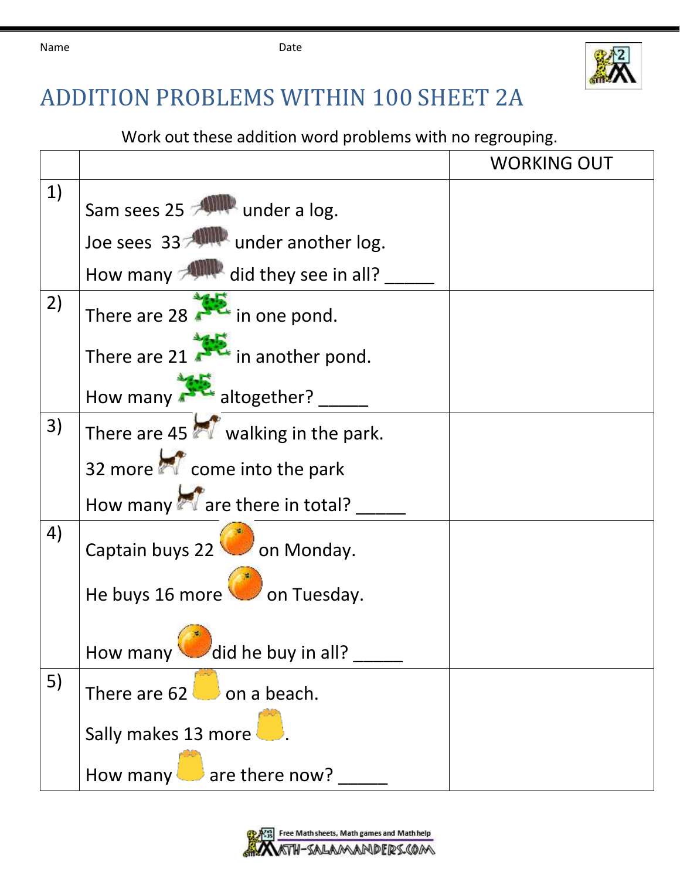Name Date

# ADDITION PROBLEMS WITHIN 100 SHEET 2A

Work out these addition word problems with no regrouping.

| | | WORKING OUT |
|---|---|---|
| 1) | Sam sees 25 under a log.<br>Joe sees 33 under another log.<br>How many did they see in all? _____ | |
| 2) | There are 28 in one pond.<br>There are 21 in another pond.<br>How many altogether? _____ | |
| 3) | There are 45 walking in the park.<br>32 more come into the park<br>How many are there in total? _____ | |
| 4) | Captain buys 22 on Monday.<br>He buys 16 more on Tuesday.<br>How many did he buy in all? _____ | |
| 5) | There are 62 on a beach.<br>Sally makes 13 more .<br>How many are there now? _____ | |

Free Math sheets, Math games and Math help
MATH-SALAMANDERS.COM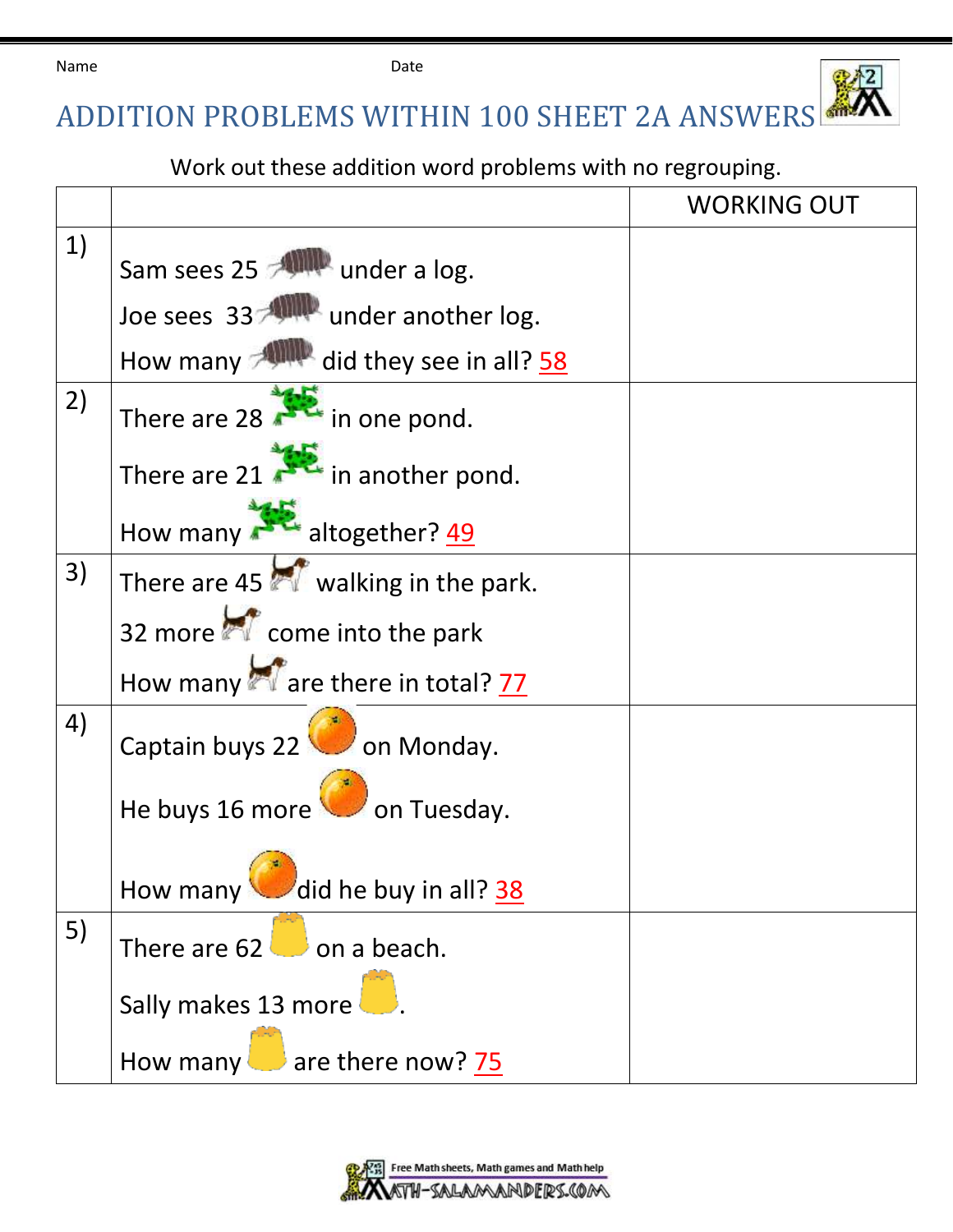Name　　　　　　　　　　　　　　　　Date

# ADDITION PROBLEMS WITHIN 100 SHEET 2A ANSWERS

Work out these addition word problems with no regrouping.

| | | WORKING OUT |
|---|---|---|
| 1) | Sam sees 25 under a log.<br>Joe sees 33 under another log.<br>How many did they see in all? 58 | |
| 2) | There are 28 in one pond.<br>There are 21 in another pond.<br>How many altogether? 49 | |
| 3) | There are 45 walking in the park.<br>32 more come into the park<br>How many are there in total? 77 | |
| 4) | Captain buys 22 on Monday.<br>He buys 16 more on Tuesday.<br>How many did he buy in all? 38 | |
| 5) | There are 62 on a beach.<br>Sally makes 13 more .<br>How many are there now? 75 | |

Free Math sheets, Math games and Math help
MATH-SALAMANDERS.COM